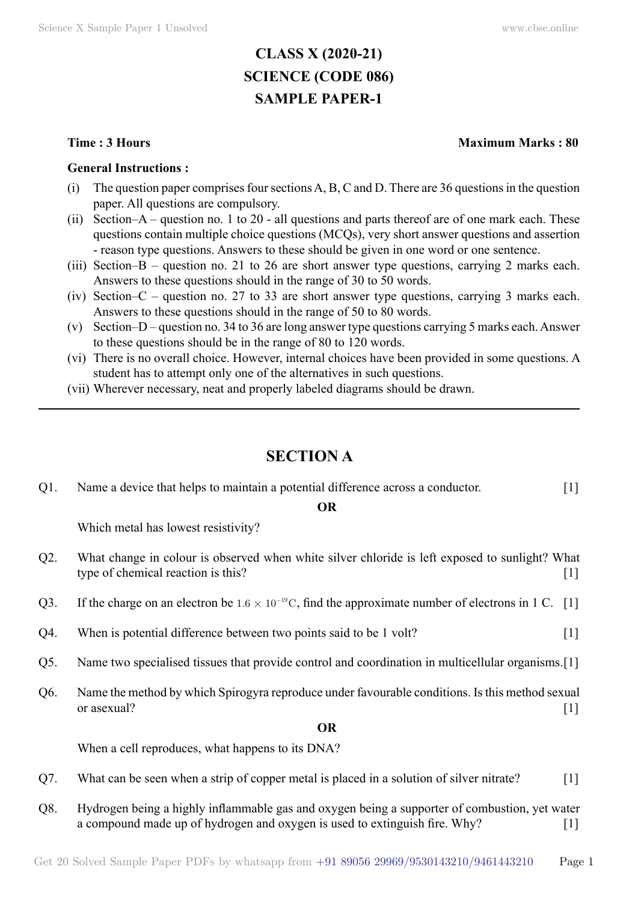# CLASS X (2020-21)
# SCIENCE (CODE 086)
# SAMPLE PAPER-1

**Time : 3 Hours** **Maximum Marks : 80**

**General Instructions :**

(i) The question paper comprises four sections A, B, C and D. There are 36 questions in the question paper. All questions are compulsory.

(ii) Section–A – question no. 1 to 20 - all questions and parts thereof are of one mark each. These questions contain multiple choice questions (MCQs), very short answer questions and assertion - reason type questions. Answers to these should be given in one word or one sentence.

(iii) Section–B – question no. 21 to 26 are short answer type questions, carrying 2 marks each. Answers to these questions should in the range of 30 to 50 words.

(iv) Section–C – question no. 27 to 33 are short answer type questions, carrying 3 marks each. Answers to these questions should in the range of 50 to 80 words.

(v) Section–D – question no. 34 to 36 are long answer type questions carrying 5 marks each. Answer to these questions should be in the range of 80 to 120 words.

(vi) There is no overall choice. However, internal choices have been provided in some questions. A student has to attempt only one of the alternatives in such questions.

(vii) Wherever necessary, neat and properly labeled diagrams should be drawn.

---

## SECTION A

Q1. Name a device that helps to maintain a potential difference across a conductor. [1]

**OR**

Which metal has lowest resistivity?

Q2. What change in colour is observed when white silver chloride is left exposed to sunlight? What type of chemical reaction is this? [1]

Q3. If the charge on an electron be $1.6 \times 10^{-19}$C, find the approximate number of electrons in 1 C. [1]

Q4. When is potential difference between two points said to be 1 volt? [1]

Q5. Name two specialised tissues that provide control and coordination in multicellular organisms. [1]

Q6. Name the method by which Spirogyra reproduce under favourable conditions. Is this method sexual or asexual? [1]

**OR**

When a cell reproduces, what happens to its DNA?

Q7. What can be seen when a strip of copper metal is placed in a solution of silver nitrate? [1]

Q8. Hydrogen being a highly inflammable gas and oxygen being a supporter of combustion, yet water a compound made up of hydrogen and oxygen is used to extinguish fire. Why? [1]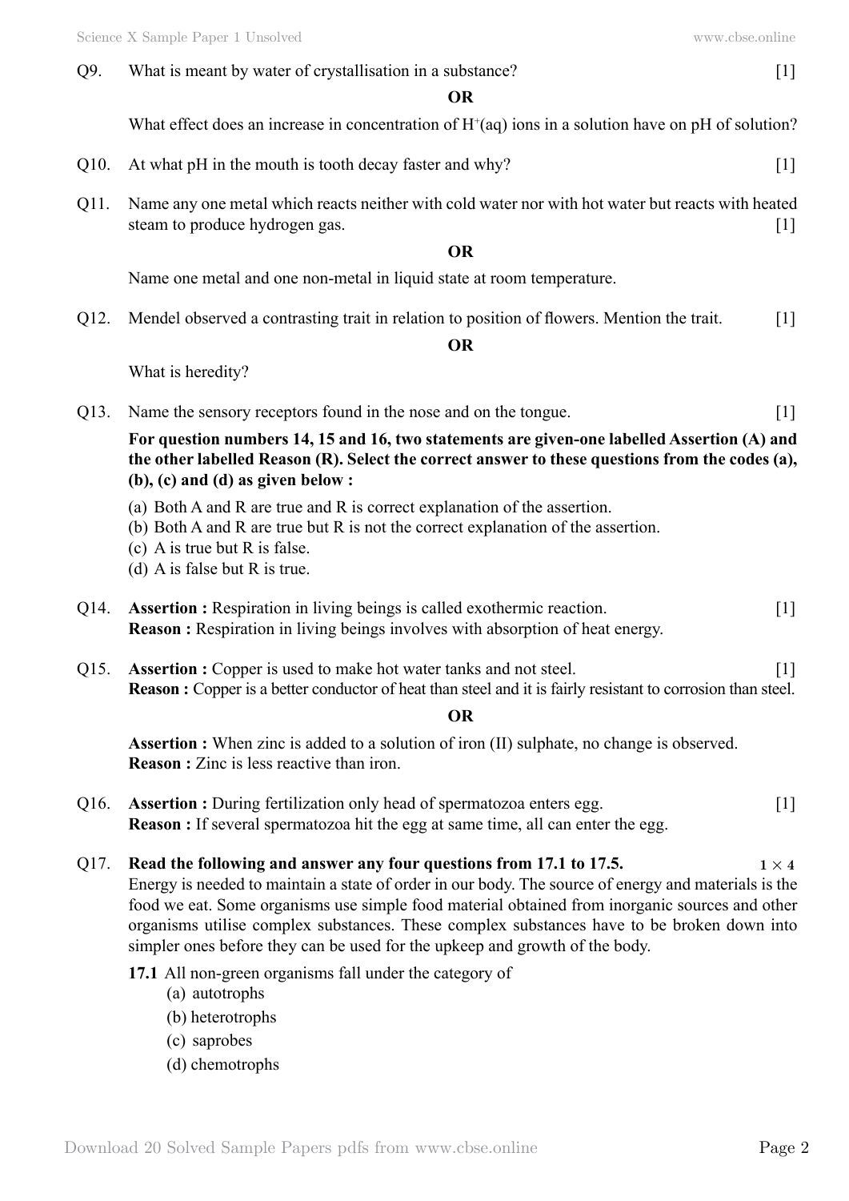Q9. What is meant by water of crystallisation in a substance? [1]

**OR**

What effect does an increase in concentration of $H^+(aq)$ ions in a solution have on pH of solution?

Q10. At what pH in the mouth is tooth decay faster and why? [1]

Q11. Name any one metal which reacts neither with cold water nor with hot water but reacts with heated steam to produce hydrogen gas. [1]

**OR**

Name one metal and one non-metal in liquid state at room temperature.

Q12. Mendel observed a contrasting trait in relation to position of flowers. Mention the trait. [1]

**OR**

What is heredity?

Q13. Name the sensory receptors found in the nose and on the tongue. [1]

**For question numbers 14, 15 and 16, two statements are given-one labelled Assertion (A) and the other labelled Reason (R). Select the correct answer to these questions from the codes (a), (b), (c) and (d) as given below :**

(a) Both A and R are true and R is correct explanation of the assertion.
(b) Both A and R are true but R is not the correct explanation of the assertion.
(c) A is true but R is false.
(d) A is false but R is true.

Q14. **Assertion :** Respiration in living beings is called exothermic reaction. [1]
**Reason :** Respiration in living beings involves with absorption of heat energy.

Q15. **Assertion :** Copper is used to make hot water tanks and not steel. [1]
**Reason :** Copper is a better conductor of heat than steel and it is fairly resistant to corrosion than steel.

**OR**

**Assertion :** When zinc is added to a solution of iron (II) sulphate, no change is observed.
**Reason :** Zinc is less reactive than iron.

Q16. **Assertion :** During fertilization only head of spermatozoa enters egg. [1]
**Reason :** If several spermatozoa hit the egg at same time, all can enter the egg.

Q17. **Read the following and answer any four questions from 17.1 to 17.5.** $1 \times 4$

Energy is needed to maintain a state of order in our body. The source of energy and materials is the food we eat. Some organisms use simple food material obtained from inorganic sources and other organisms utilise complex substances. These complex substances have to be broken down into simpler ones before they can be used for the upkeep and growth of the body.

**17.1** All non-green organisms fall under the category of
(a) autotrophs
(b) heterotrophs
(c) saprobes
(d) chemotrophs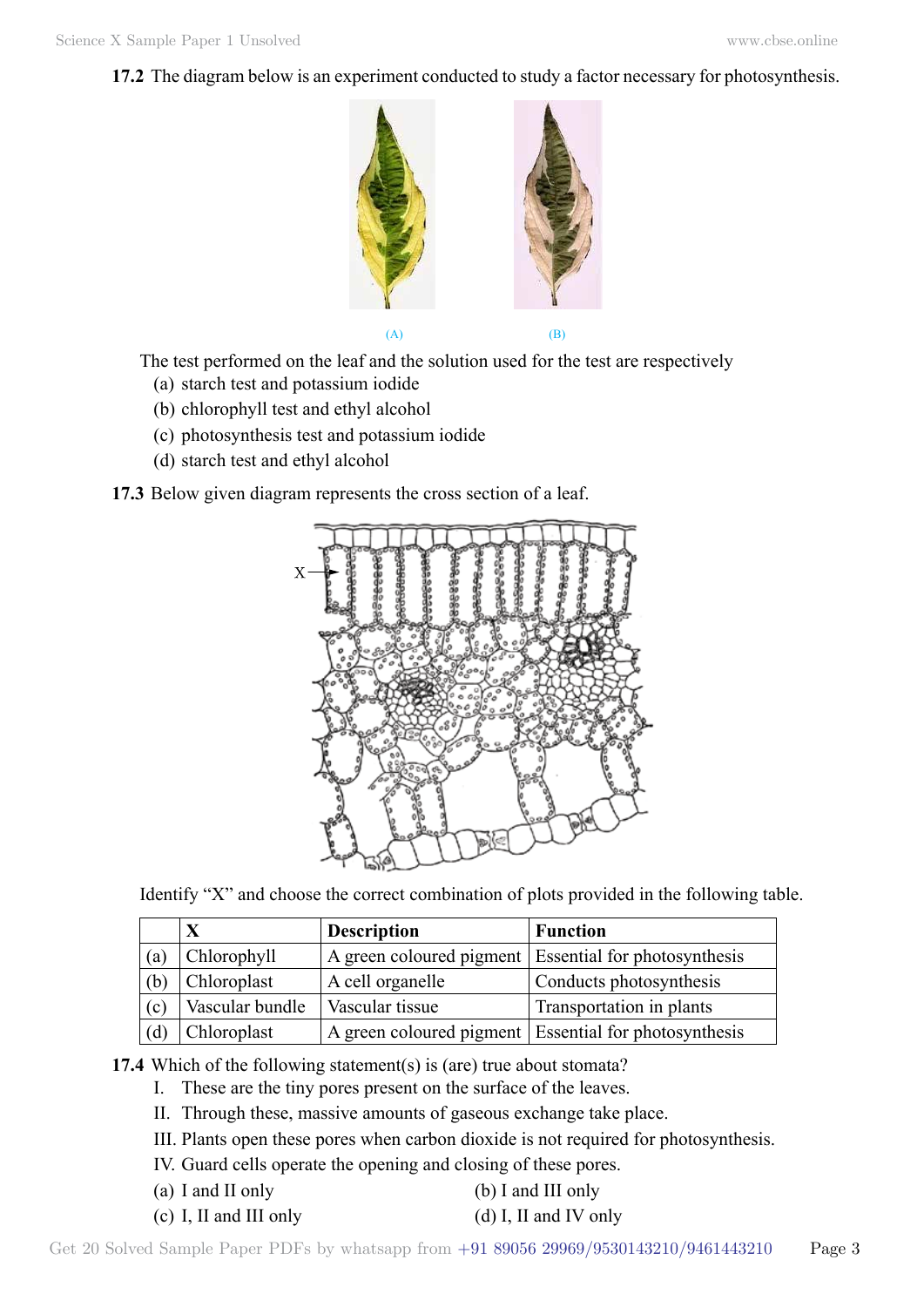**17.2** The diagram below is an experiment conducted to study a factor necessary for photosynthesis.

(A) (B)

The test performed on the leaf and the solution used for the test are respectively

(a) starch test and potassium iodide
(b) chlorophyll test and ethyl alcohol
(c) photosynthesis test and potassium iodide
(d) starch test and ethyl alcohol

**17.3** Below given diagram represents the cross section of a leaf.

Identify "X" and choose the correct combination of plots provided in the following table.

| | X | Description | Function |
|---|---|---|---|
| (a) | Chlorophyll | A green coloured pigment | Essential for photosynthesis |
| (b) | Chloroplast | A cell organelle | Conducts photosynthesis |
| (c) | Vascular bundle | Vascular tissue | Transportation in plants |
| (d) | Chloroplast | A green coloured pigment | Essential for photosynthesis |

**17.4** Which of the following statement(s) is (are) true about stomata?

I. These are the tiny pores present on the surface of the leaves.
II. Through these, massive amounts of gaseous exchange take place.
III. Plants open these pores when carbon dioxide is not required for photosynthesis.
IV. Guard cells operate the opening and closing of these pores.

(a) I and II only
(b) I and III only
(c) I, II and III only
(d) I, II and IV only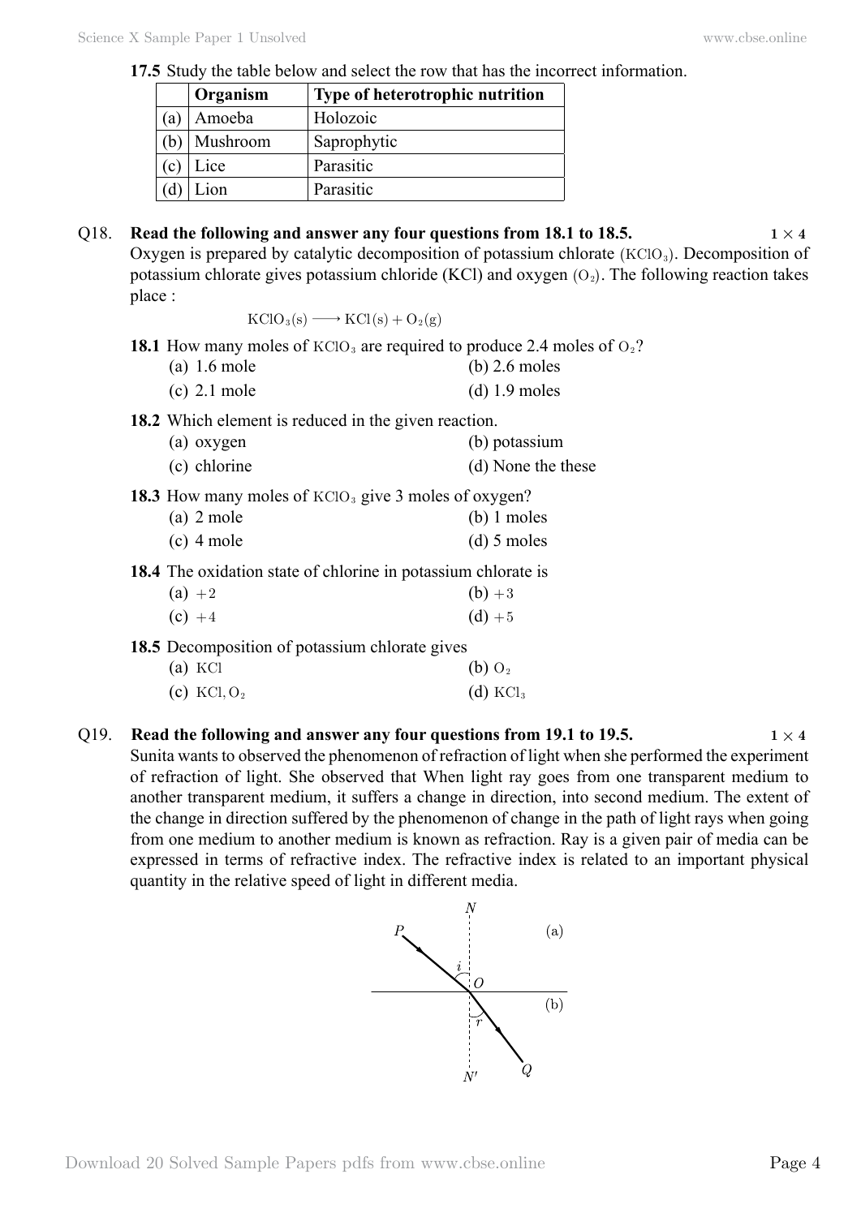**17.5** Study the table below and select the row that has the incorrect information.

| | Organism | Type of heterotrophic nutrition |
|---|---|---|
| (a) | Amoeba | Holozoic |
| (b) | Mushroom | Saprophytic |
| (c) | Lice | Parasitic |
| (d) | Lion | Parasitic |

Q18. **Read the following and answer any four questions from 18.1 to 18.5.** $1 \times 4$

Oxygen is prepared by catalytic decomposition of potassium chlorate $(KClO_3)$. Decomposition of potassium chlorate gives potassium chloride (KCl) and oxygen $(O_2)$. The following reaction takes place :

$$KClO_3(s) \longrightarrow KCl(s) + O_2(g)$$

**18.1** How many moles of $KClO_3$ are required to produce 2.4 moles of $O_2$?

(a) 1.6 mole (b) 2.6 moles

(c) 2.1 mole (d) 1.9 moles

**18.2** Which element is reduced in the given reaction.

(a) oxygen (b) potassium

(c) chlorine (d) None the these

**18.3** How many moles of $KClO_3$ give 3 moles of oxygen?

(a) 2 mole (b) 1 moles

(c) 4 mole (d) 5 moles

**18.4** The oxidation state of chlorine in potassium chlorate is

(a) $+2$ (b) $+3$

(c) $+4$ (d) $+5$

**18.5** Decomposition of potassium chlorate gives

(a) $KCl$ (b) $O_2$

(c) $KCl, O_2$ (d) $KCl_3$

Q19. **Read the following and answer any four questions from 19.1 to 19.5.** $1 \times 4$

Sunita wants to observed the phenomenon of refraction of light when she performed the experiment of refraction of light. She observed that When light ray goes from one transparent medium to another transparent medium, it suffers a change in direction, into second medium. The extent of the change in direction suffered by the phenomenon of change in the path of light rays when going from one medium to another medium is known as refraction. Ray is a given pair of media can be expressed in terms of refractive index. The refractive index is related to an important physical quantity in the relative speed of light in different media.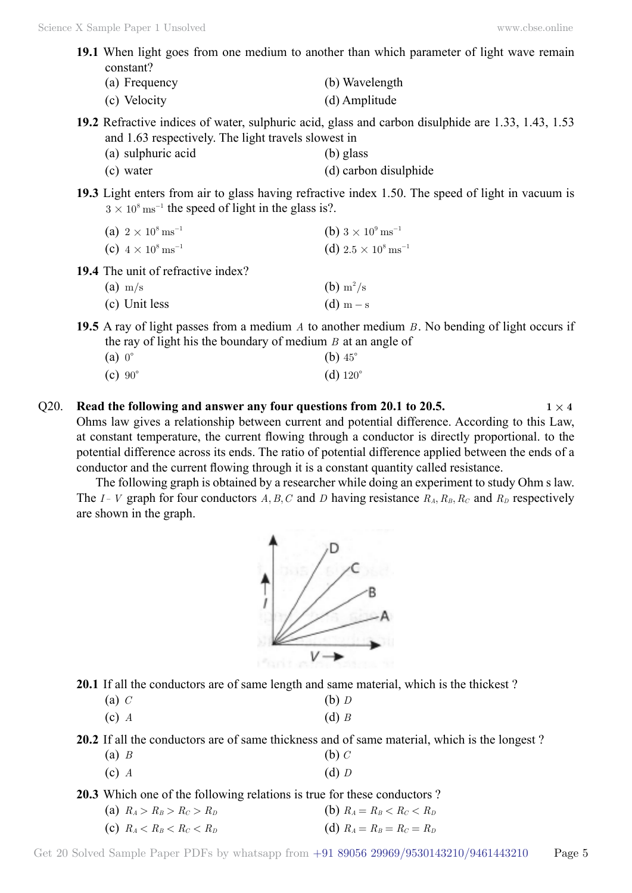**19.1** When light goes from one medium to another than which parameter of light wave remain constant?

(a) Frequency
(b) Wavelength
(c) Velocity
(d) Amplitude

**19.2** Refractive indices of water, sulphuric acid, glass and carbon disulphide are 1.33, 1.43, 1.53 and 1.63 respectively. The light travels slowest in

(a) sulphuric acid
(b) glass
(c) water
(d) carbon disulphide

**19.3** Light enters from air to glass having refractive index 1.50. The speed of light in vacuum is $3 \times 10^8 \text{ ms}^{-1}$ the speed of light in the glass is?.

(a) $2 \times 10^8 \text{ ms}^{-1}$
(b) $3 \times 10^9 \text{ ms}^{-1}$
(c) $4 \times 10^8 \text{ ms}^{-1}$
(d) $2.5 \times 10^8 \text{ ms}^{-1}$

**19.4** The unit of refractive index?

(a) $\text{m/s}$
(b) $\text{m}^2/\text{s}$
(c) Unit less
(d) $\text{m} - \text{s}$

**19.5** A ray of light passes from a medium $A$ to another medium $B$. No bending of light occurs if the ray of light his the boundary of medium $B$ at an angle of

(a) $0^\circ$
(b) $45^\circ$
(c) $90^\circ$
(d) $120^\circ$

Q20. **Read the following and answer any four questions from 20.1 to 20.5.** **$1 \times 4$**

Ohms law gives a relationship between current and potential difference. According to this Law, at constant temperature, the current flowing through a conductor is directly proportional. to the potential difference across its ends. The ratio of potential difference applied between the ends of a conductor and the current flowing through it is a constant quantity called resistance.

The following graph is obtained by a researcher while doing an experiment to study Ohm s law. The $I$- $V$ graph for four conductors $A, B, C$ and $D$ having resistance $R_A, R_B, R_C$ and $R_D$ respectively are shown in the graph.

**20.1** If all the conductors are of same length and same material, which is the thickest ?

(a) $C$
(b) $D$
(c) $A$
(d) $B$

**20.2** If all the conductors are of same thickness and of same material, which is the longest ?

(a) $B$
(b) $C$
(c) $A$
(d) $D$

**20.3** Which one of the following relations is true for these conductors ?

(a) $R_A > R_B > R_C > R_D$
(b) $R_A = R_B < R_C < R_D$
(c) $R_A < R_B < R_C < R_D$
(d) $R_A = R_B = R_C = R_D$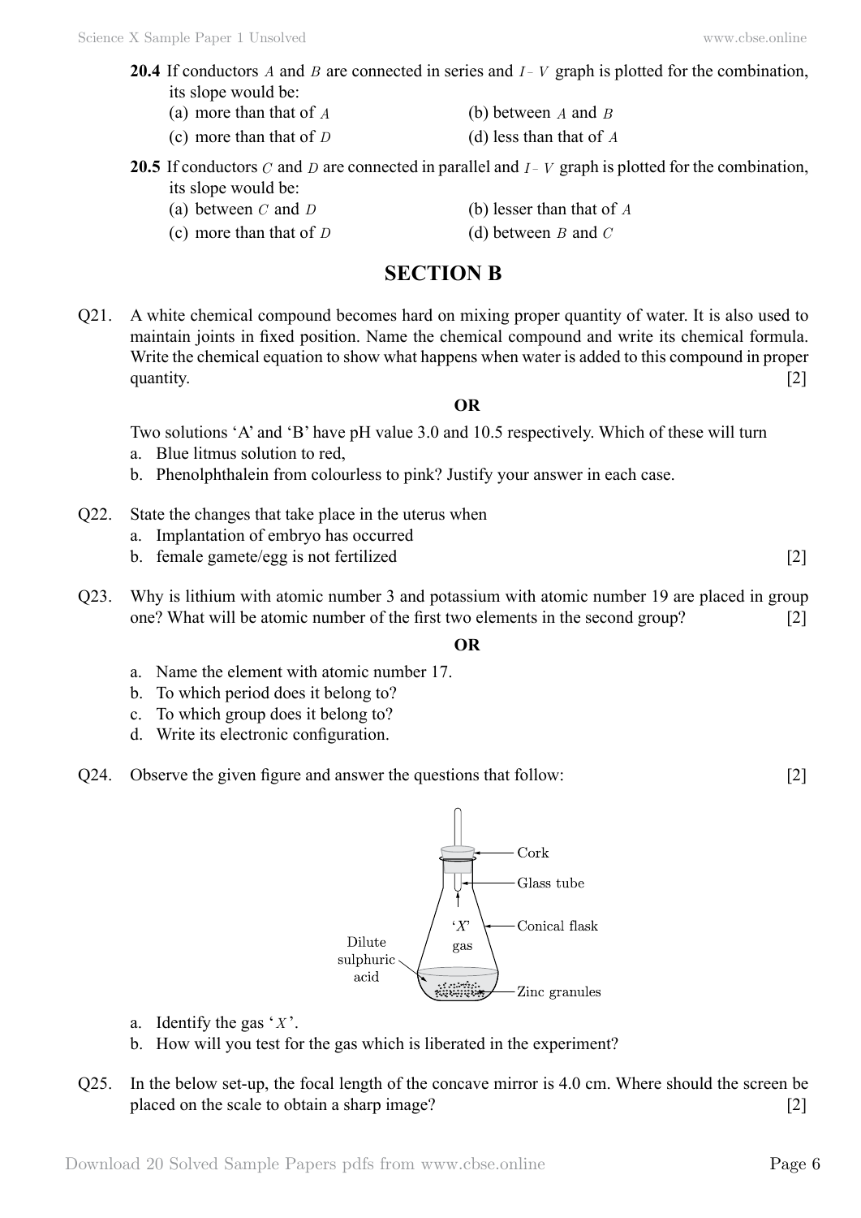**20.4** If conductors $A$ and $B$ are connected in series and $I - V$ graph is plotted for the combination, its slope would be:

(a) more than that of $A$ (b) between $A$ and $B$

(c) more than that of $D$ (d) less than that of $A$

**20.5** If conductors $C$ and $D$ are connected in parallel and $I - V$ graph is plotted for the combination, its slope would be:

(a) between $C$ and $D$ (b) lesser than that of $A$

(c) more than that of $D$ (d) between $B$ and $C$

## SECTION B

Q21. A white chemical compound becomes hard on mixing proper quantity of water. It is also used to maintain joints in fixed position. Name the chemical compound and write its chemical formula. Write the chemical equation to show what happens when water is added to this compound in proper quantity. [2]

**OR**

Two solutions 'A' and 'B' have pH value 3.0 and 10.5 respectively. Which of these will turn

a. Blue litmus solution to red,
b. Phenolphthalein from colourless to pink? Justify your answer in each case.

Q22. State the changes that take place in the uterus when

a. Implantation of embryo has occurred
b. female gamete/egg is not fertilized [2]

Q23. Why is lithium with atomic number 3 and potassium with atomic number 19 are placed in group one? What will be atomic number of the first two elements in the second group? [2]

**OR**

a. Name the element with atomic number 17.
b. To which period does it belong to?
c. To which group does it belong to?
d. Write its electronic configuration.

Q24. Observe the given figure and answer the questions that follow: [2]

a. Identify the gas '$X$'.
b. How will you test for the gas which is liberated in the experiment?

Q25. In the below set-up, the focal length of the concave mirror is 4.0 cm. Where should the screen be placed on the scale to obtain a sharp image? [2]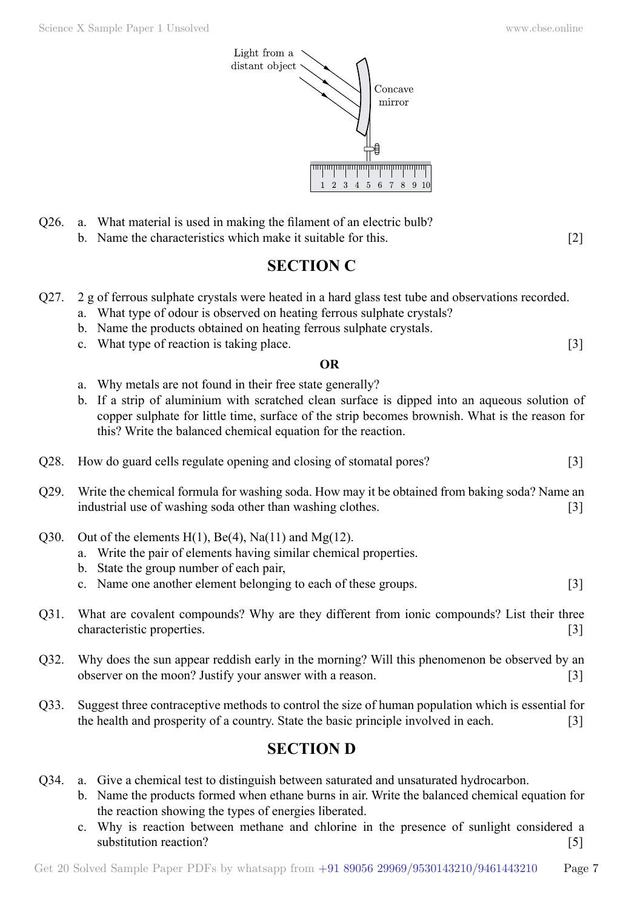Light from a distant object

Concave mirror

1 2 3 4 5 6 7 8 9 10

Q26. a. What material is used in making the filament of an electric bulb?
b. Name the characteristics which make it suitable for this. [2]

## SECTION C

Q27. 2 g of ferrous sulphate crystals were heated in a hard glass test tube and observations recorded.
a. What type of odour is observed on heating ferrous sulphate crystals?
b. Name the products obtained on heating ferrous sulphate crystals.
c. What type of reaction is taking place. [3]

**OR**

a. Why metals are not found in their free state generally?
b. If a strip of aluminium with scratched clean surface is dipped into an aqueous solution of copper sulphate for little time, surface of the strip becomes brownish. What is the reason for this? Write the balanced chemical equation for the reaction.

Q28. How do guard cells regulate opening and closing of stomatal pores? [3]

Q29. Write the chemical formula for washing soda. How may it be obtained from baking soda? Name an industrial use of washing soda other than washing clothes. [3]

Q30. Out of the elements H(1), Be(4), Na(11) and Mg(12).
a. Write the pair of elements having similar chemical properties.
b. State the group number of each pair,
c. Name one another element belonging to each of these groups. [3]

Q31. What are covalent compounds? Why are they different from ionic compounds? List their three characteristic properties. [3]

Q32. Why does the sun appear reddish early in the morning? Will this phenomenon be observed by an observer on the moon? Justify your answer with a reason. [3]

Q33. Suggest three contraceptive methods to control the size of human population which is essential for the health and prosperity of a country. State the basic principle involved in each. [3]

## SECTION D

Q34. a. Give a chemical test to distinguish between saturated and unsaturated hydrocarbon.
b. Name the products formed when ethane burns in air. Write the balanced chemical equation for the reaction showing the types of energies liberated.
c. Why is reaction between methane and chlorine in the presence of sunlight considered a substitution reaction? [5]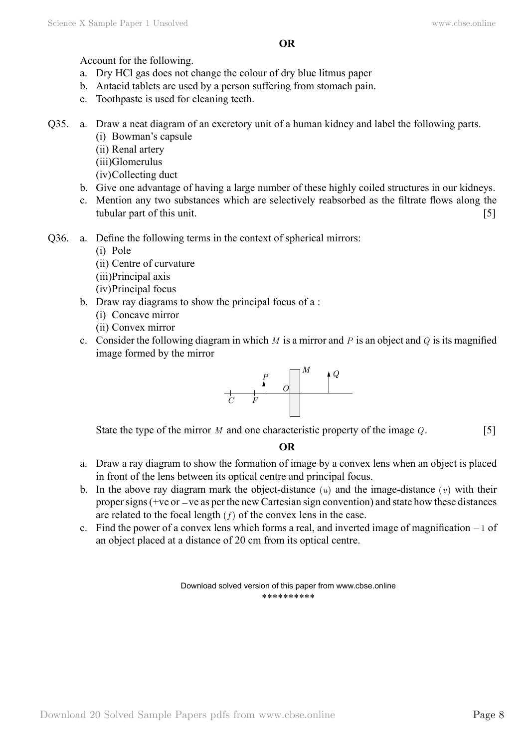**OR**

Account for the following.

a. Dry HCl gas does not change the colour of dry blue litmus paper
b. Antacid tablets are used by a person suffering from stomach pain.
c. Toothpaste is used for cleaning teeth.

Q35. a. Draw a neat diagram of an excretory unit of a human kidney and label the following parts.
(i) Bowman's capsule
(ii) Renal artery
(iii) Glomerulus
(iv) Collecting duct

b. Give one advantage of having a large number of these highly coiled structures in our kidneys.
c. Mention any two substances which are selectively reabsorbed as the filtrate flows along the tubular part of this unit. [5]

Q36. a. Define the following terms in the context of spherical mirrors:
(i) Pole
(ii) Centre of curvature
(iii) Principal axis
(iv) Principal focus

b. Draw ray diagrams to show the principal focus of a :
(i) Concave mirror
(ii) Convex mirror

c. Consider the following diagram in which $M$ is a mirror and $P$ is an object and $Q$ is its magnified image formed by the mirror

M
P
Q
O
C
F

State the type of the mirror $M$ and one characteristic property of the image $Q$. [5]

**OR**

a. Draw a ray diagram to show the formation of image by a convex lens when an object is placed in front of the lens between its optical centre and principal focus.
b. In the above ray diagram mark the object-distance $(u)$ and the image-distance $(v)$ with their proper signs (+ve or $-$ve as per the new Cartesian sign convention) and state how these distances are related to the focal length $(f)$ of the convex lens in the case.
c. Find the power of a convex lens which forms a real, and inverted image of magnification $-1$ of an object placed at a distance of 20 cm from its optical centre.

Download solved version of this paper from www.cbse.online

**********